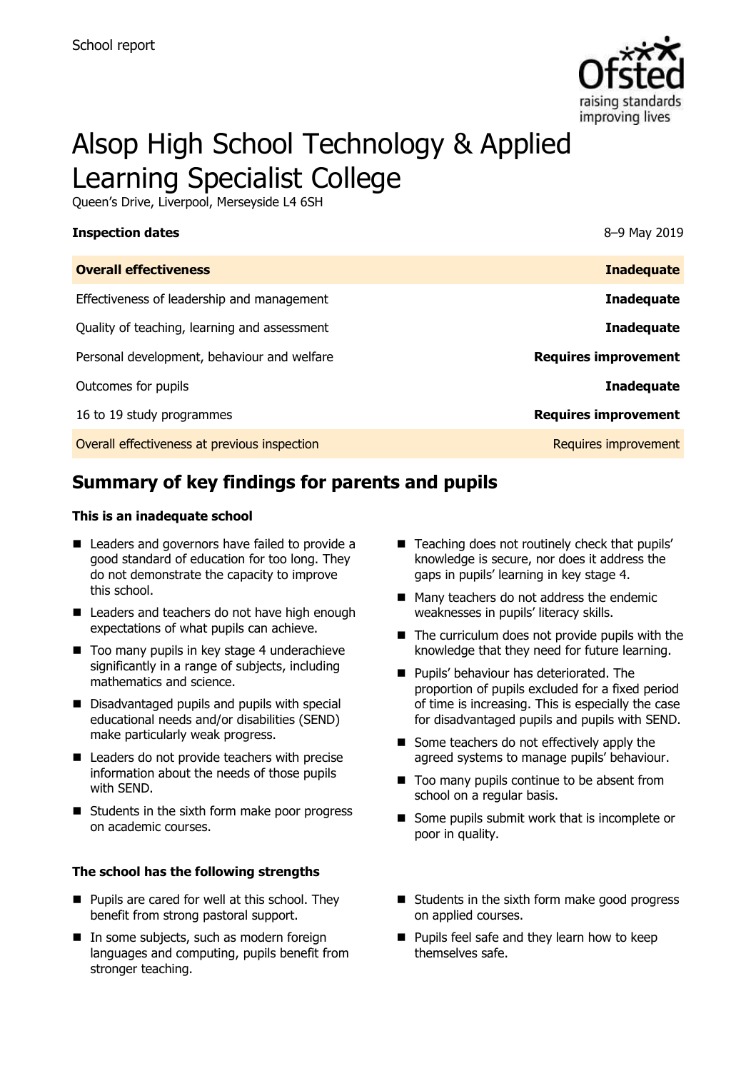School report

# Alsop High School Technology & Applied Learning Specialist College

Queen's Drive, Liverpool, Merseyside L4 6SH

| **Inspection dates** | 8–9 May 2019 |
| --- | --- |
| **Overall effectiveness** | **Inadequate** |
| Effectiveness of leadership and management | **Inadequate** |
| Quality of teaching, learning and assessment | **Inadequate** |
| Personal development, behaviour and welfare | **Requires improvement** |
| Outcomes for pupils | **Inadequate** |
| 16 to 19 study programmes | **Requires improvement** |
| Overall effectiveness at previous inspection | Requires improvement |

## Summary of key findings for parents and pupils

**This is an inadequate school**

- Leaders and governors have failed to provide a good standard of education for too long. They do not demonstrate the capacity to improve this school.
- Leaders and teachers do not have high enough expectations of what pupils can achieve.
- Too many pupils in key stage 4 underachieve significantly in a range of subjects, including mathematics and science.
- Disadvantaged pupils and pupils with special educational needs and/or disabilities (SEND) make particularly weak progress.
- Leaders do not provide teachers with precise information about the needs of those pupils with SEND.
- Students in the sixth form make poor progress on academic courses.
- Teaching does not routinely check that pupils' knowledge is secure, nor does it address the gaps in pupils' learning in key stage 4.
- Many teachers do not address the endemic weaknesses in pupils' literacy skills.
- The curriculum does not provide pupils with the knowledge that they need for future learning.
- Pupils' behaviour has deteriorated. The proportion of pupils excluded for a fixed period of time is increasing. This is especially the case for disadvantaged pupils and pupils with SEND.
- Some teachers do not effectively apply the agreed systems to manage pupils' behaviour.
- Too many pupils continue to be absent from school on a regular basis.
- Some pupils submit work that is incomplete or poor in quality.

**The school has the following strengths**

- Pupils are cared for well at this school. They benefit from strong pastoral support.
- In some subjects, such as modern foreign languages and computing, pupils benefit from stronger teaching.
- Students in the sixth form make good progress on applied courses.
- Pupils feel safe and they learn how to keep themselves safe.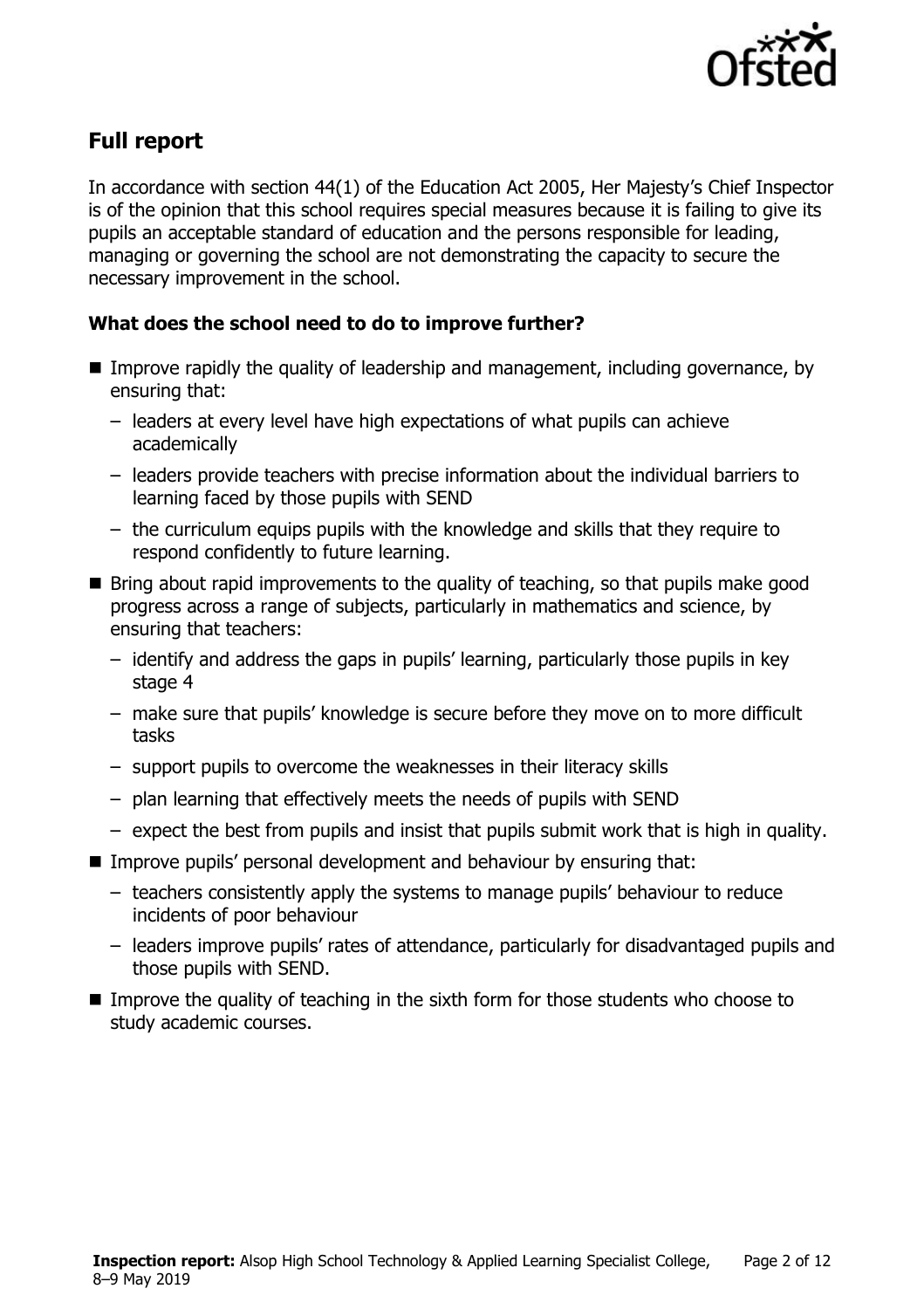## Full report

In accordance with section 44(1) of the Education Act 2005, Her Majesty's Chief Inspector is of the opinion that this school requires special measures because it is failing to give its pupils an acceptable standard of education and the persons responsible for leading, managing or governing the school are not demonstrating the capacity to secure the necessary improvement in the school.

### What does the school need to do to improve further?

- Improve rapidly the quality of leadership and management, including governance, by ensuring that:
  - leaders at every level have high expectations of what pupils can achieve academically
  - leaders provide teachers with precise information about the individual barriers to learning faced by those pupils with SEND
  - the curriculum equips pupils with the knowledge and skills that they require to respond confidently to future learning.
- Bring about rapid improvements to the quality of teaching, so that pupils make good progress across a range of subjects, particularly in mathematics and science, by ensuring that teachers:
  - identify and address the gaps in pupils' learning, particularly those pupils in key stage 4
  - make sure that pupils' knowledge is secure before they move on to more difficult tasks
  - support pupils to overcome the weaknesses in their literacy skills
  - plan learning that effectively meets the needs of pupils with SEND
  - expect the best from pupils and insist that pupils submit work that is high in quality.
- Improve pupils' personal development and behaviour by ensuring that:
  - teachers consistently apply the systems to manage pupils' behaviour to reduce incidents of poor behaviour
  - leaders improve pupils' rates of attendance, particularly for disadvantaged pupils and those pupils with SEND.
- Improve the quality of teaching in the sixth form for those students who choose to study academic courses.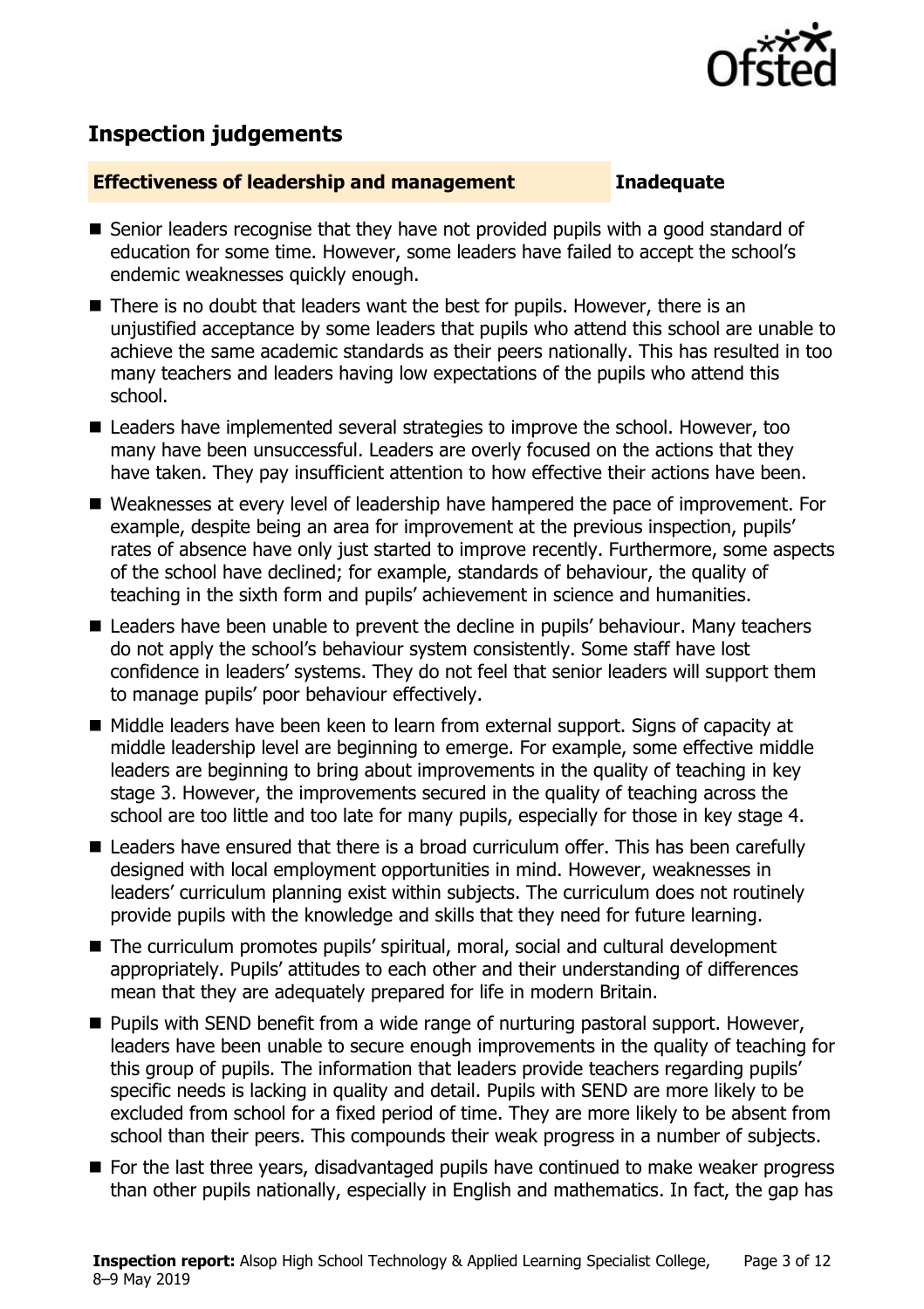## Inspection judgements

**Effectiveness of leadership and management** **Inadequate**

- Senior leaders recognise that they have not provided pupils with a good standard of education for some time. However, some leaders have failed to accept the school's endemic weaknesses quickly enough.
- There is no doubt that leaders want the best for pupils. However, there is an unjustified acceptance by some leaders that pupils who attend this school are unable to achieve the same academic standards as their peers nationally. This has resulted in too many teachers and leaders having low expectations of the pupils who attend this school.
- Leaders have implemented several strategies to improve the school. However, too many have been unsuccessful. Leaders are overly focused on the actions that they have taken. They pay insufficient attention to how effective their actions have been.
- Weaknesses at every level of leadership have hampered the pace of improvement. For example, despite being an area for improvement at the previous inspection, pupils' rates of absence have only just started to improve recently. Furthermore, some aspects of the school have declined; for example, standards of behaviour, the quality of teaching in the sixth form and pupils' achievement in science and humanities.
- Leaders have been unable to prevent the decline in pupils' behaviour. Many teachers do not apply the school's behaviour system consistently. Some staff have lost confidence in leaders' systems. They do not feel that senior leaders will support them to manage pupils' poor behaviour effectively.
- Middle leaders have been keen to learn from external support. Signs of capacity at middle leadership level are beginning to emerge. For example, some effective middle leaders are beginning to bring about improvements in the quality of teaching in key stage 3. However, the improvements secured in the quality of teaching across the school are too little and too late for many pupils, especially for those in key stage 4.
- Leaders have ensured that there is a broad curriculum offer. This has been carefully designed with local employment opportunities in mind. However, weaknesses in leaders' curriculum planning exist within subjects. The curriculum does not routinely provide pupils with the knowledge and skills that they need for future learning.
- The curriculum promotes pupils' spiritual, moral, social and cultural development appropriately. Pupils' attitudes to each other and their understanding of differences mean that they are adequately prepared for life in modern Britain.
- Pupils with SEND benefit from a wide range of nurturing pastoral support. However, leaders have been unable to secure enough improvements in the quality of teaching for this group of pupils. The information that leaders provide teachers regarding pupils' specific needs is lacking in quality and detail. Pupils with SEND are more likely to be excluded from school for a fixed period of time. They are more likely to be absent from school than their peers. This compounds their weak progress in a number of subjects.
- For the last three years, disadvantaged pupils have continued to make weaker progress than other pupils nationally, especially in English and mathematics. In fact, the gap has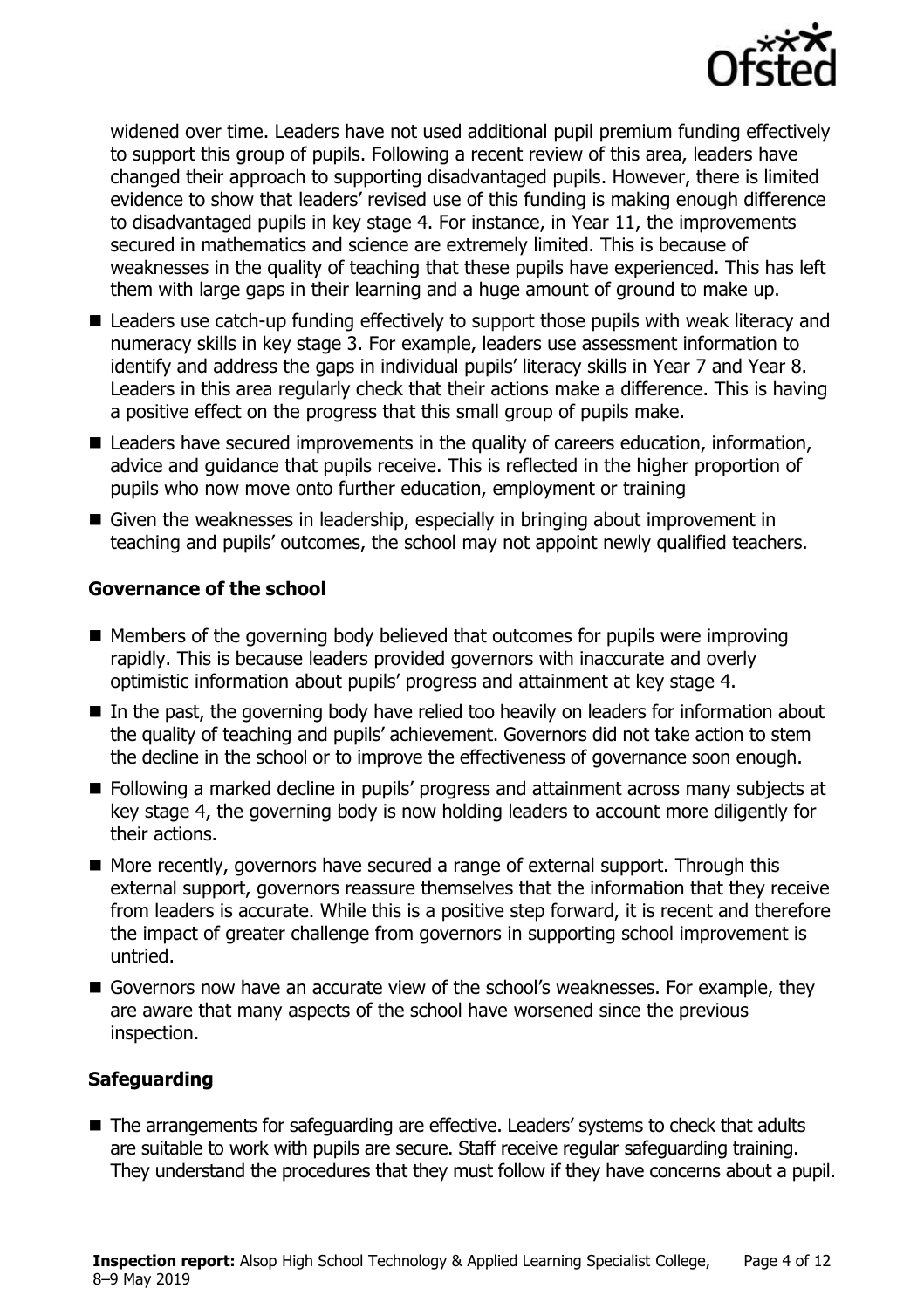widened over time. Leaders have not used additional pupil premium funding effectively to support this group of pupils. Following a recent review of this area, leaders have changed their approach to supporting disadvantaged pupils. However, there is limited evidence to show that leaders' revised use of this funding is making enough difference to disadvantaged pupils in key stage 4. For instance, in Year 11, the improvements secured in mathematics and science are extremely limited. This is because of weaknesses in the quality of teaching that these pupils have experienced. This has left them with large gaps in their learning and a huge amount of ground to make up.

- Leaders use catch-up funding effectively to support those pupils with weak literacy and numeracy skills in key stage 3. For example, leaders use assessment information to identify and address the gaps in individual pupils' literacy skills in Year 7 and Year 8. Leaders in this area regularly check that their actions make a difference. This is having a positive effect on the progress that this small group of pupils make.
- Leaders have secured improvements in the quality of careers education, information, advice and guidance that pupils receive. This is reflected in the higher proportion of pupils who now move onto further education, employment or training
- Given the weaknesses in leadership, especially in bringing about improvement in teaching and pupils' outcomes, the school may not appoint newly qualified teachers.

### Governance of the school

- Members of the governing body believed that outcomes for pupils were improving rapidly. This is because leaders provided governors with inaccurate and overly optimistic information about pupils' progress and attainment at key stage 4.
- In the past, the governing body have relied too heavily on leaders for information about the quality of teaching and pupils' achievement. Governors did not take action to stem the decline in the school or to improve the effectiveness of governance soon enough.
- Following a marked decline in pupils' progress and attainment across many subjects at key stage 4, the governing body is now holding leaders to account more diligently for their actions.
- More recently, governors have secured a range of external support. Through this external support, governors reassure themselves that the information that they receive from leaders is accurate. While this is a positive step forward, it is recent and therefore the impact of greater challenge from governors in supporting school improvement is untried.
- Governors now have an accurate view of the school's weaknesses. For example, they are aware that many aspects of the school have worsened since the previous inspection.

### Safeguarding

- The arrangements for safeguarding are effective. Leaders' systems to check that adults are suitable to work with pupils are secure. Staff receive regular safeguarding training. They understand the procedures that they must follow if they have concerns about a pupil.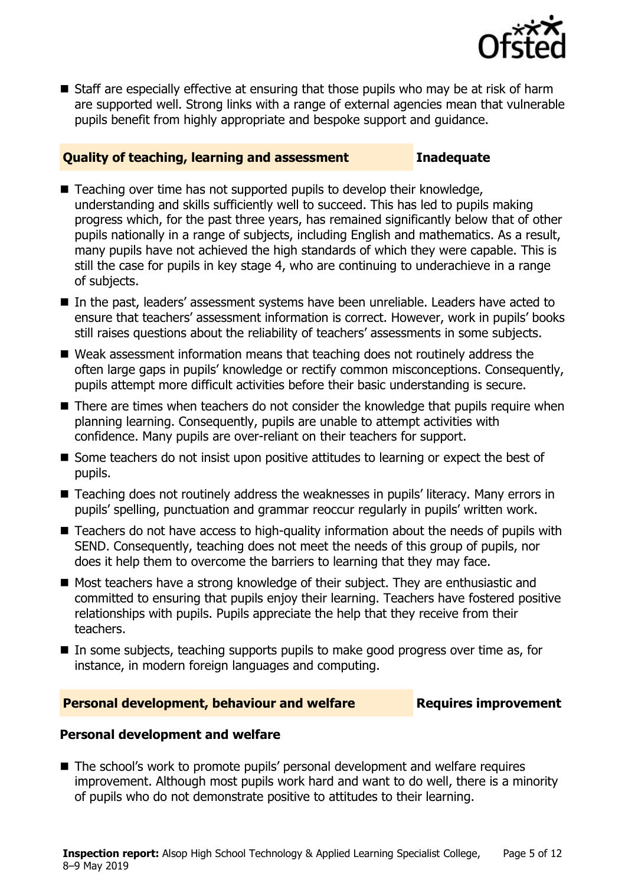- Staff are especially effective at ensuring that those pupils who may be at risk of harm are supported well. Strong links with a range of external agencies mean that vulnerable pupils benefit from highly appropriate and bespoke support and guidance.

## Quality of teaching, learning and assessment — Inadequate

- Teaching over time has not supported pupils to develop their knowledge, understanding and skills sufficiently well to succeed. This has led to pupils making progress which, for the past three years, has remained significantly below that of other pupils nationally in a range of subjects, including English and mathematics. As a result, many pupils have not achieved the high standards of which they were capable. This is still the case for pupils in key stage 4, who are continuing to underachieve in a range of subjects.
- In the past, leaders' assessment systems have been unreliable. Leaders have acted to ensure that teachers' assessment information is correct. However, work in pupils' books still raises questions about the reliability of teachers' assessments in some subjects.
- Weak assessment information means that teaching does not routinely address the often large gaps in pupils' knowledge or rectify common misconceptions. Consequently, pupils attempt more difficult activities before their basic understanding is secure.
- There are times when teachers do not consider the knowledge that pupils require when planning learning. Consequently, pupils are unable to attempt activities with confidence. Many pupils are over-reliant on their teachers for support.
- Some teachers do not insist upon positive attitudes to learning or expect the best of pupils.
- Teaching does not routinely address the weaknesses in pupils' literacy. Many errors in pupils' spelling, punctuation and grammar reoccur regularly in pupils' written work.
- Teachers do not have access to high-quality information about the needs of pupils with SEND. Consequently, teaching does not meet the needs of this group of pupils, nor does it help them to overcome the barriers to learning that they may face.
- Most teachers have a strong knowledge of their subject. They are enthusiastic and committed to ensuring that pupils enjoy their learning. Teachers have fostered positive relationships with pupils. Pupils appreciate the help that they receive from their teachers.
- In some subjects, teaching supports pupils to make good progress over time as, for instance, in modern foreign languages and computing.

## Personal development, behaviour and welfare — Requires improvement

### Personal development and welfare

- The school's work to promote pupils' personal development and welfare requires improvement. Although most pupils work hard and want to do well, there is a minority of pupils who do not demonstrate positive to attitudes to their learning.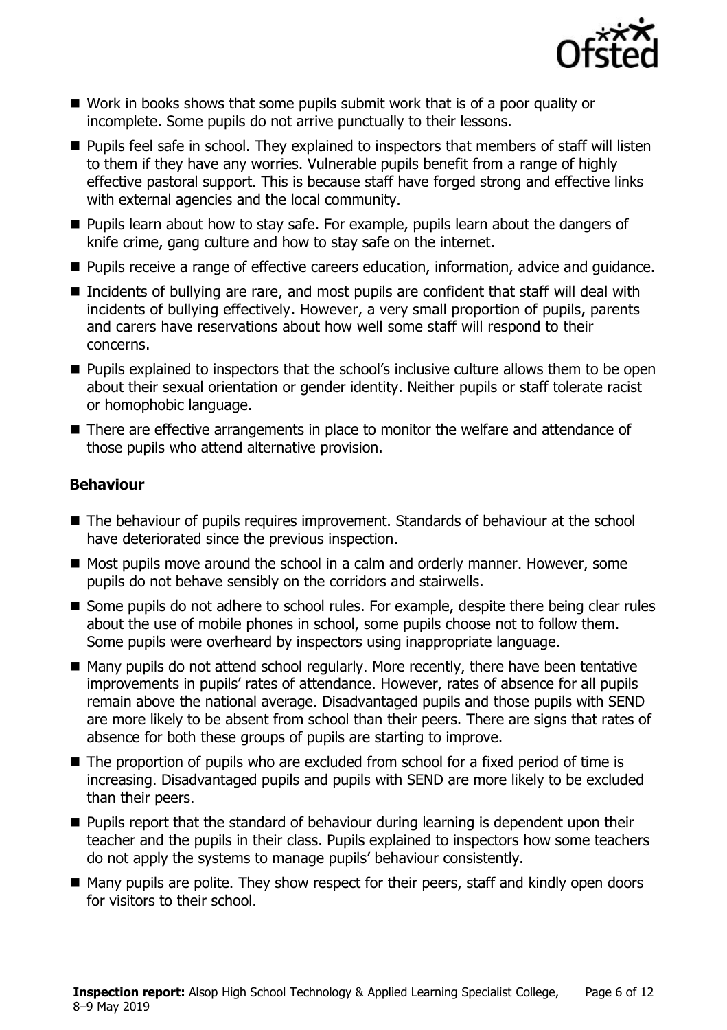- Work in books shows that some pupils submit work that is of a poor quality or incomplete. Some pupils do not arrive punctually to their lessons.
- Pupils feel safe in school. They explained to inspectors that members of staff will listen to them if they have any worries. Vulnerable pupils benefit from a range of highly effective pastoral support. This is because staff have forged strong and effective links with external agencies and the local community.
- Pupils learn about how to stay safe. For example, pupils learn about the dangers of knife crime, gang culture and how to stay safe on the internet.
- Pupils receive a range of effective careers education, information, advice and guidance.
- Incidents of bullying are rare, and most pupils are confident that staff will deal with incidents of bullying effectively. However, a very small proportion of pupils, parents and carers have reservations about how well some staff will respond to their concerns.
- Pupils explained to inspectors that the school's inclusive culture allows them to be open about their sexual orientation or gender identity. Neither pupils or staff tolerate racist or homophobic language.
- There are effective arrangements in place to monitor the welfare and attendance of those pupils who attend alternative provision.

### Behaviour

- The behaviour of pupils requires improvement. Standards of behaviour at the school have deteriorated since the previous inspection.
- Most pupils move around the school in a calm and orderly manner. However, some pupils do not behave sensibly on the corridors and stairwells.
- Some pupils do not adhere to school rules. For example, despite there being clear rules about the use of mobile phones in school, some pupils choose not to follow them. Some pupils were overheard by inspectors using inappropriate language.
- Many pupils do not attend school regularly. More recently, there have been tentative improvements in pupils' rates of attendance. However, rates of absence for all pupils remain above the national average. Disadvantaged pupils and those pupils with SEND are more likely to be absent from school than their peers. There are signs that rates of absence for both these groups of pupils are starting to improve.
- The proportion of pupils who are excluded from school for a fixed period of time is increasing. Disadvantaged pupils and pupils with SEND are more likely to be excluded than their peers.
- Pupils report that the standard of behaviour during learning is dependent upon their teacher and the pupils in their class. Pupils explained to inspectors how some teachers do not apply the systems to manage pupils' behaviour consistently.
- Many pupils are polite. They show respect for their peers, staff and kindly open doors for visitors to their school.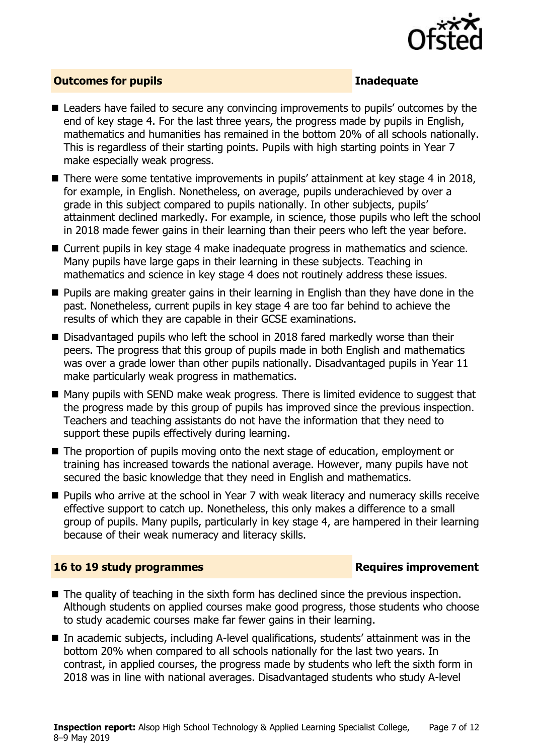## Outcomes for pupils — Inadequate

- Leaders have failed to secure any convincing improvements to pupils' outcomes by the end of key stage 4. For the last three years, the progress made by pupils in English, mathematics and humanities has remained in the bottom 20% of all schools nationally. This is regardless of their starting points. Pupils with high starting points in Year 7 make especially weak progress.
- There were some tentative improvements in pupils' attainment at key stage 4 in 2018, for example, in English. Nonetheless, on average, pupils underachieved by over a grade in this subject compared to pupils nationally. In other subjects, pupils' attainment declined markedly. For example, in science, those pupils who left the school in 2018 made fewer gains in their learning than their peers who left the year before.
- Current pupils in key stage 4 make inadequate progress in mathematics and science. Many pupils have large gaps in their learning in these subjects. Teaching in mathematics and science in key stage 4 does not routinely address these issues.
- Pupils are making greater gains in their learning in English than they have done in the past. Nonetheless, current pupils in key stage 4 are too far behind to achieve the results of which they are capable in their GCSE examinations.
- Disadvantaged pupils who left the school in 2018 fared markedly worse than their peers. The progress that this group of pupils made in both English and mathematics was over a grade lower than other pupils nationally. Disadvantaged pupils in Year 11 make particularly weak progress in mathematics.
- Many pupils with SEND make weak progress. There is limited evidence to suggest that the progress made by this group of pupils has improved since the previous inspection. Teachers and teaching assistants do not have the information that they need to support these pupils effectively during learning.
- The proportion of pupils moving onto the next stage of education, employment or training has increased towards the national average. However, many pupils have not secured the basic knowledge that they need in English and mathematics.
- Pupils who arrive at the school in Year 7 with weak literacy and numeracy skills receive effective support to catch up. Nonetheless, this only makes a difference to a small group of pupils. Many pupils, particularly in key stage 4, are hampered in their learning because of their weak numeracy and literacy skills.

## 16 to 19 study programmes — Requires improvement

- The quality of teaching in the sixth form has declined since the previous inspection. Although students on applied courses make good progress, those students who choose to study academic courses make far fewer gains in their learning.
- In academic subjects, including A-level qualifications, students' attainment was in the bottom 20% when compared to all schools nationally for the last two years. In contrast, in applied courses, the progress made by students who left the sixth form in 2018 was in line with national averages. Disadvantaged students who study A-level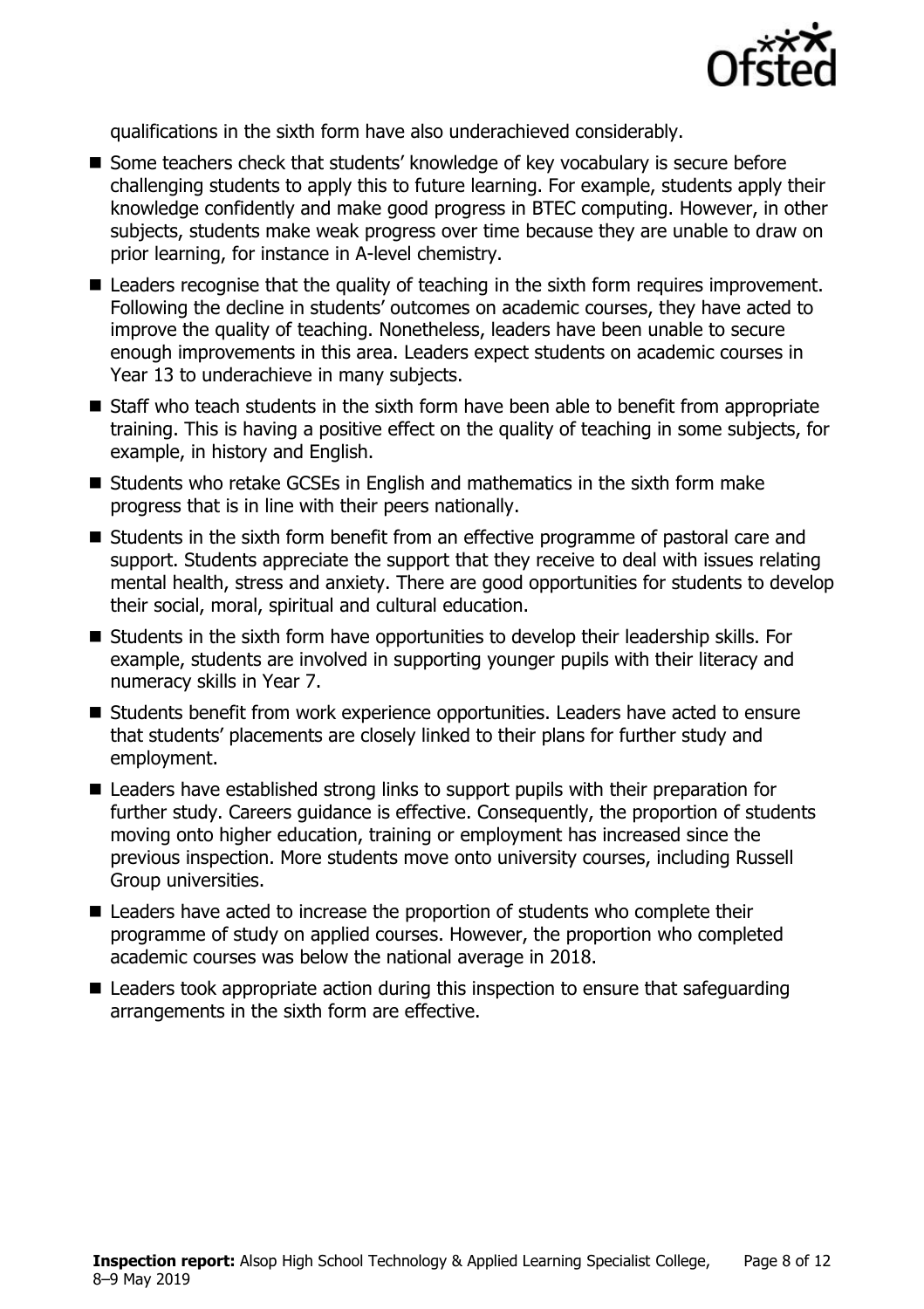qualifications in the sixth form have also underachieved considerably.

- Some teachers check that students' knowledge of key vocabulary is secure before challenging students to apply this to future learning. For example, students apply their knowledge confidently and make good progress in BTEC computing. However, in other subjects, students make weak progress over time because they are unable to draw on prior learning, for instance in A-level chemistry.
- Leaders recognise that the quality of teaching in the sixth form requires improvement. Following the decline in students' outcomes on academic courses, they have acted to improve the quality of teaching. Nonetheless, leaders have been unable to secure enough improvements in this area. Leaders expect students on academic courses in Year 13 to underachieve in many subjects.
- Staff who teach students in the sixth form have been able to benefit from appropriate training. This is having a positive effect on the quality of teaching in some subjects, for example, in history and English.
- Students who retake GCSEs in English and mathematics in the sixth form make progress that is in line with their peers nationally.
- Students in the sixth form benefit from an effective programme of pastoral care and support. Students appreciate the support that they receive to deal with issues relating mental health, stress and anxiety. There are good opportunities for students to develop their social, moral, spiritual and cultural education.
- Students in the sixth form have opportunities to develop their leadership skills. For example, students are involved in supporting younger pupils with their literacy and numeracy skills in Year 7.
- Students benefit from work experience opportunities. Leaders have acted to ensure that students' placements are closely linked to their plans for further study and employment.
- Leaders have established strong links to support pupils with their preparation for further study. Careers guidance is effective. Consequently, the proportion of students moving onto higher education, training or employment has increased since the previous inspection. More students move onto university courses, including Russell Group universities.
- Leaders have acted to increase the proportion of students who complete their programme of study on applied courses. However, the proportion who completed academic courses was below the national average in 2018.
- Leaders took appropriate action during this inspection to ensure that safeguarding arrangements in the sixth form are effective.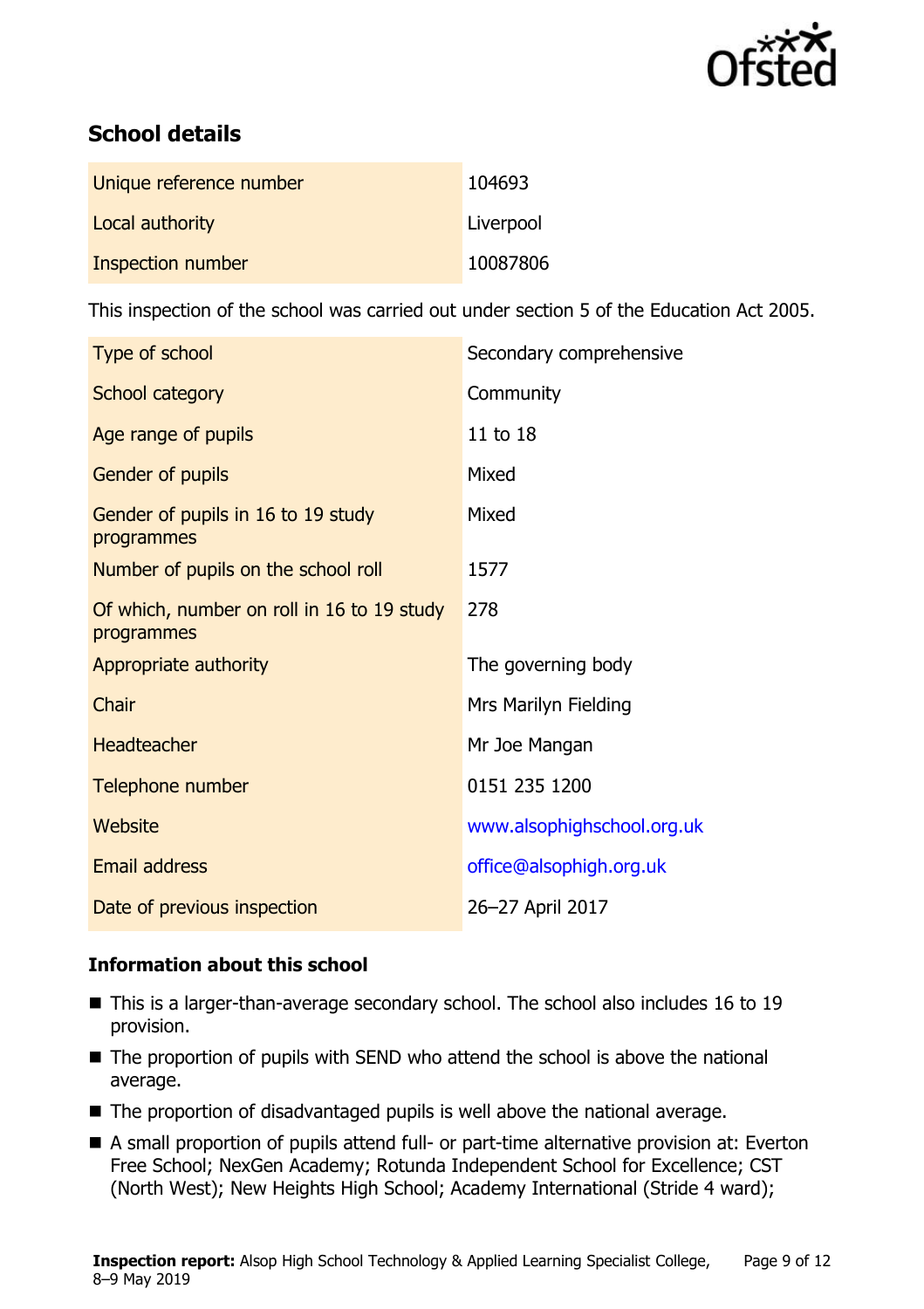## School details

| | |
|---|---|
| Unique reference number | 104693 |
| Local authority | Liverpool |
| Inspection number | 10087806 |

This inspection of the school was carried out under section 5 of the Education Act 2005.

| | |
|---|---|
| Type of school | Secondary comprehensive |
| School category | Community |
| Age range of pupils | 11 to 18 |
| Gender of pupils | Mixed |
| Gender of pupils in 16 to 19 study programmes | Mixed |
| Number of pupils on the school roll | 1577 |
| Of which, number on roll in 16 to 19 study programmes | 278 |
| Appropriate authority | The governing body |
| Chair | Mrs Marilyn Fielding |
| Headteacher | Mr Joe Mangan |
| Telephone number | 0151 235 1200 |
| Website | www.alsophighschool.org.uk |
| Email address | office@alsophigh.org.uk |
| Date of previous inspection | 26–27 April 2017 |

### Information about this school

- This is a larger-than-average secondary school. The school also includes 16 to 19 provision.
- The proportion of pupils with SEND who attend the school is above the national average.
- The proportion of disadvantaged pupils is well above the national average.
- A small proportion of pupils attend full- or part-time alternative provision at: Everton Free School; NexGen Academy; Rotunda Independent School for Excellence; CST (North West); New Heights High School; Academy International (Stride 4 ward);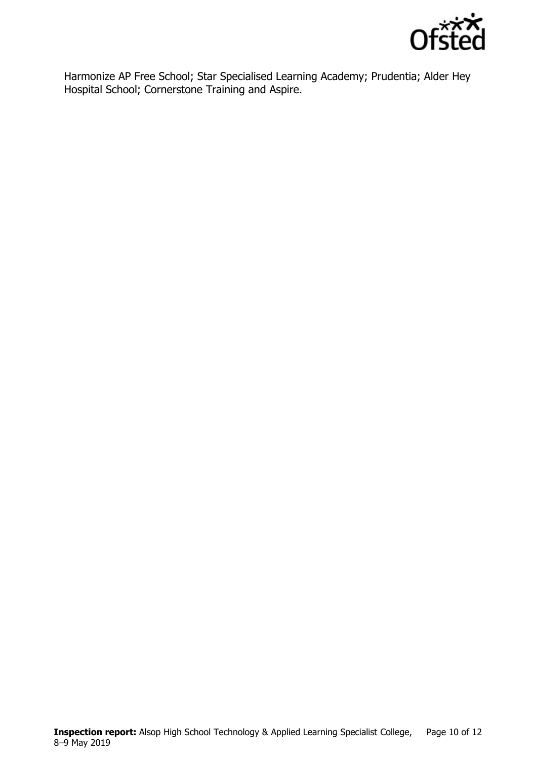Harmonize AP Free School; Star Specialised Learning Academy; Prudentia; Alder Hey Hospital School; Cornerstone Training and Aspire.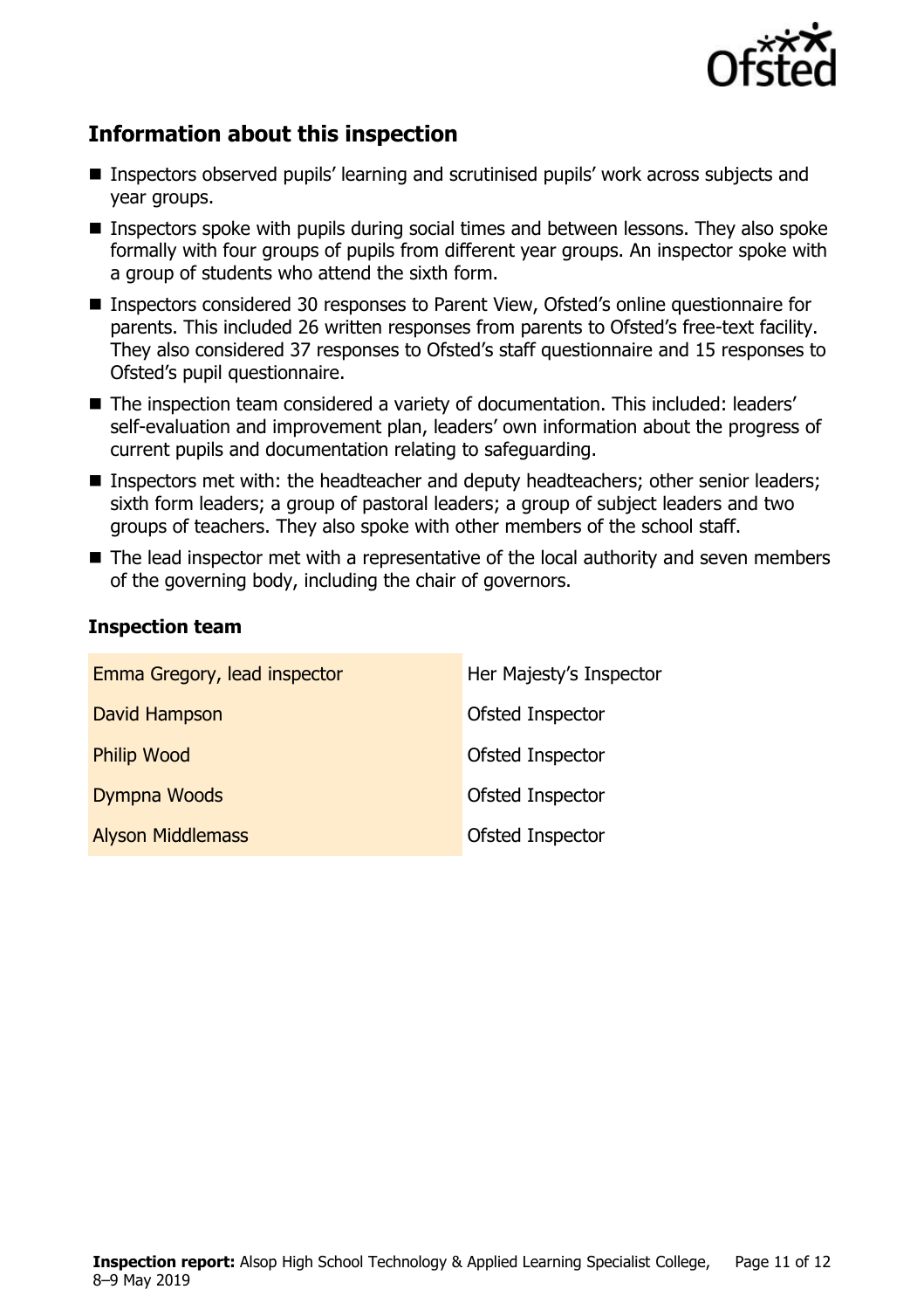## Information about this inspection

- Inspectors observed pupils' learning and scrutinised pupils' work across subjects and year groups.
- Inspectors spoke with pupils during social times and between lessons. They also spoke formally with four groups of pupils from different year groups. An inspector spoke with a group of students who attend the sixth form.
- Inspectors considered 30 responses to Parent View, Ofsted's online questionnaire for parents. This included 26 written responses from parents to Ofsted's free-text facility. They also considered 37 responses to Ofsted's staff questionnaire and 15 responses to Ofsted's pupil questionnaire.
- The inspection team considered a variety of documentation. This included: leaders' self-evaluation and improvement plan, leaders' own information about the progress of current pupils and documentation relating to safeguarding.
- Inspectors met with: the headteacher and deputy headteachers; other senior leaders; sixth form leaders; a group of pastoral leaders; a group of subject leaders and two groups of teachers. They also spoke with other members of the school staff.
- The lead inspector met with a representative of the local authority and seven members of the governing body, including the chair of governors.

### Inspection team

| | |
|---|---|
| Emma Gregory, lead inspector | Her Majesty's Inspector |
| David Hampson | Ofsted Inspector |
| Philip Wood | Ofsted Inspector |
| Dympna Woods | Ofsted Inspector |
| Alyson Middlemass | Ofsted Inspector |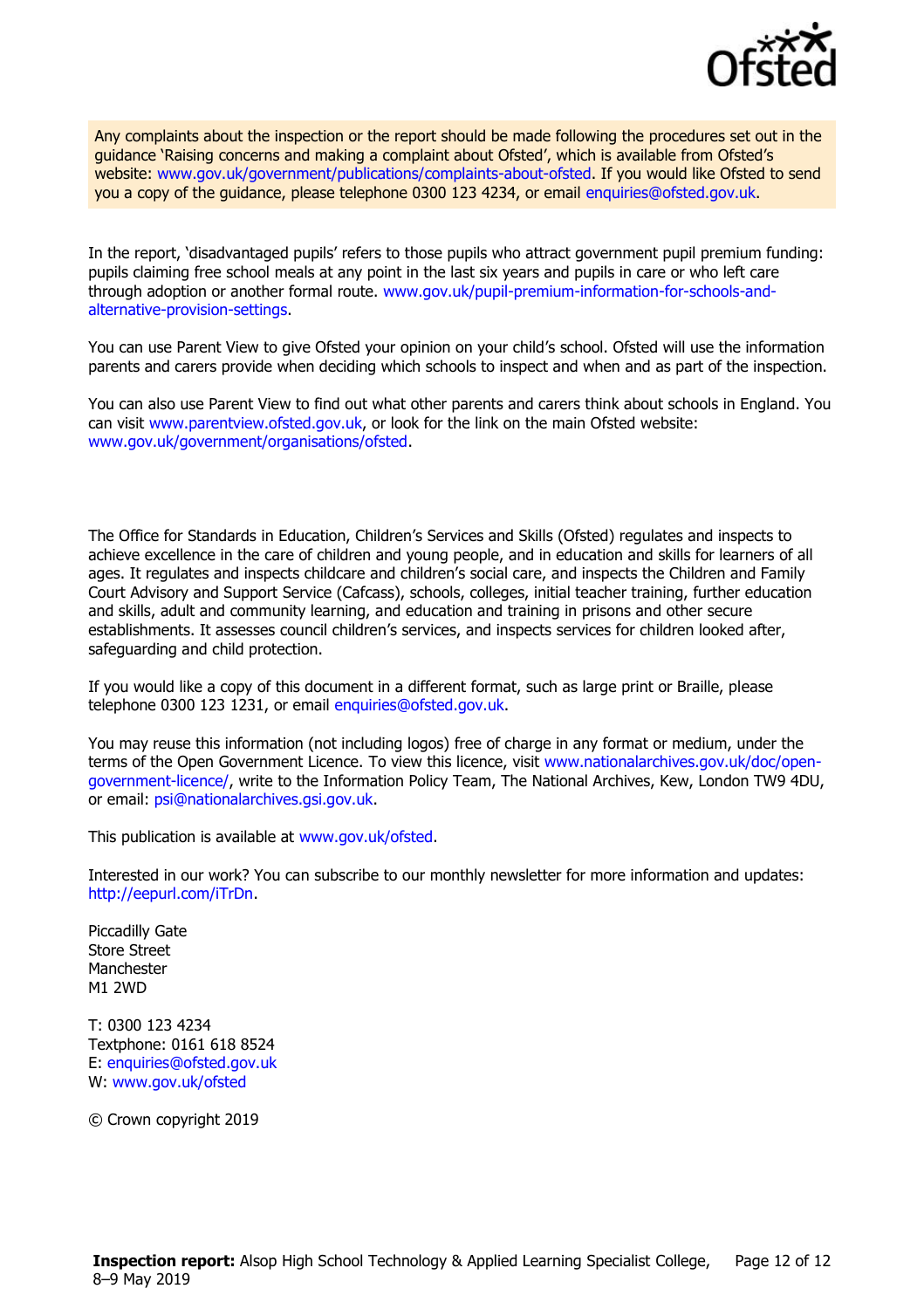Any complaints about the inspection or the report should be made following the procedures set out in the guidance 'Raising concerns and making a complaint about Ofsted', which is available from Ofsted's website: www.gov.uk/government/publications/complaints-about-ofsted. If you would like Ofsted to send you a copy of the guidance, please telephone 0300 123 4234, or email enquiries@ofsted.gov.uk.

In the report, 'disadvantaged pupils' refers to those pupils who attract government pupil premium funding: pupils claiming free school meals at any point in the last six years and pupils in care or who left care through adoption or another formal route. www.gov.uk/pupil-premium-information-for-schools-and-alternative-provision-settings.

You can use Parent View to give Ofsted your opinion on your child's school. Ofsted will use the information parents and carers provide when deciding which schools to inspect and when and as part of the inspection.

You can also use Parent View to find out what other parents and carers think about schools in England. You can visit www.parentview.ofsted.gov.uk, or look for the link on the main Ofsted website: www.gov.uk/government/organisations/ofsted.

The Office for Standards in Education, Children's Services and Skills (Ofsted) regulates and inspects to achieve excellence in the care of children and young people, and in education and skills for learners of all ages. It regulates and inspects childcare and children's social care, and inspects the Children and Family Court Advisory and Support Service (Cafcass), schools, colleges, initial teacher training, further education and skills, adult and community learning, and education and training in prisons and other secure establishments. It assesses council children's services, and inspects services for children looked after, safeguarding and child protection.

If you would like a copy of this document in a different format, such as large print or Braille, please telephone 0300 123 1231, or email enquiries@ofsted.gov.uk.

You may reuse this information (not including logos) free of charge in any format or medium, under the terms of the Open Government Licence. To view this licence, visit www.nationalarchives.gov.uk/doc/open-government-licence/, write to the Information Policy Team, The National Archives, Kew, London TW9 4DU, or email: psi@nationalarchives.gsi.gov.uk.

This publication is available at www.gov.uk/ofsted.

Interested in our work? You can subscribe to our monthly newsletter for more information and updates: http://eepurl.com/iTrDn.

Piccadilly Gate
Store Street
Manchester
M1 2WD

T: 0300 123 4234
Textphone: 0161 618 8524
E: enquiries@ofsted.gov.uk
W: www.gov.uk/ofsted

© Crown copyright 2019